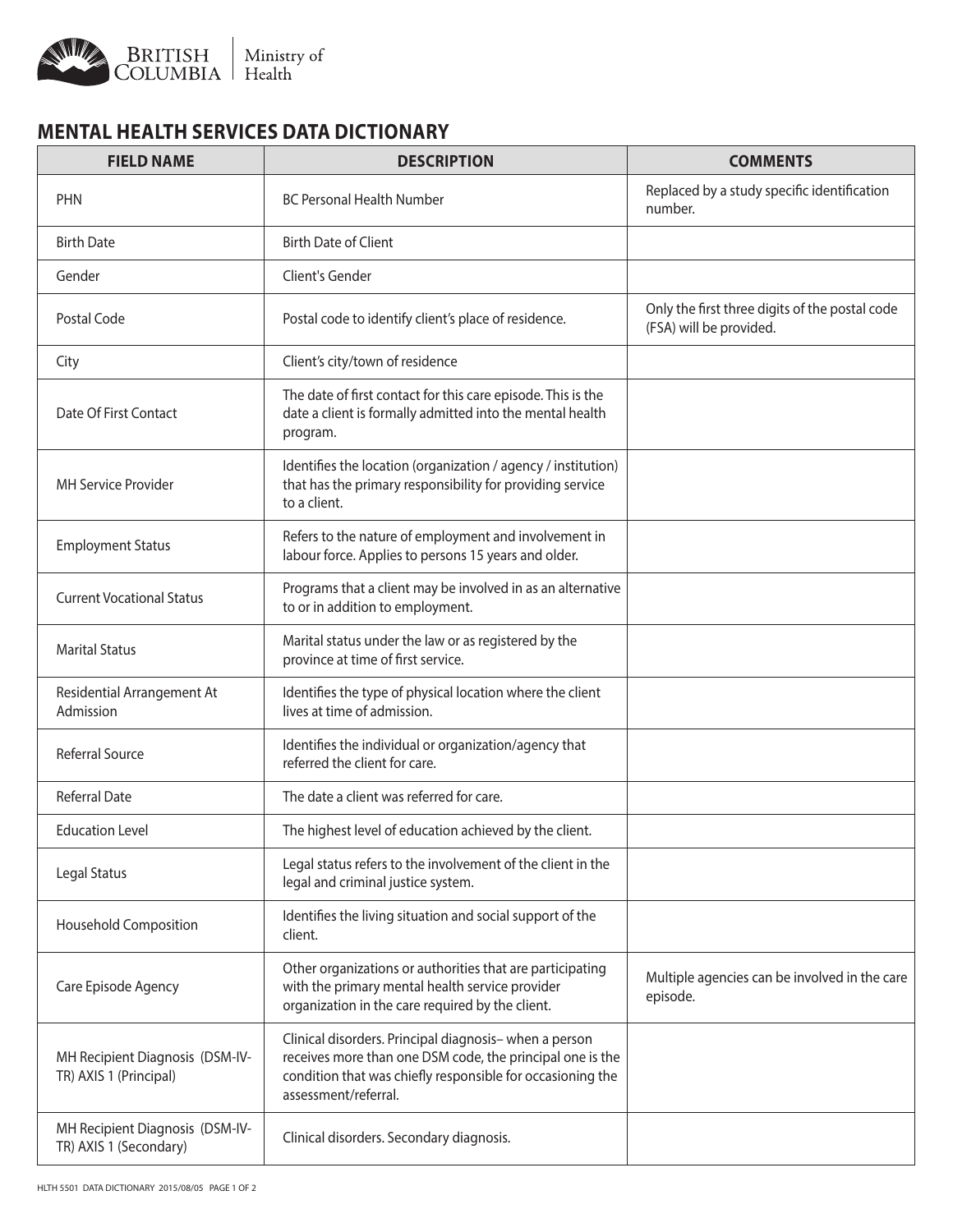British Columbia | Ministry of Health

## MENTAL HEALTH SERVICES DATA DICTIONARY

| FIELD NAME | DESCRIPTION | COMMENTS |
|---|---|---|
| PHN | BC Personal Health Number | Replaced by a study specific identification number. |
| Birth Date | Birth Date of Client | |
| Gender | Client's Gender | |
| Postal Code | Postal code to identify client's place of residence. | Only the first three digits of the postal code (FSA) will be provided. |
| City | Client's city/town of residence | |
| Date Of First Contact | The date of first contact for this care episode. This is the date a client is formally admitted into the mental health program. | |
| MH Service Provider | Identifies the location (organization / agency / institution) that has the primary responsibility for providing service to a client. | |
| Employment Status | Refers to the nature of employment and involvement in labour force. Applies to persons 15 years and older. | |
| Current Vocational Status | Programs that a client may be involved in as an alternative to or in addition to employment. | |
| Marital Status | Marital status under the law or as registered by the province at time of first service. | |
| Residential Arrangement At Admission | Identifies the type of physical location where the client lives at time of admission. | |
| Referral Source | Identifies the individual or organization/agency that referred the client for care. | |
| Referral Date | The date a client was referred for care. | |
| Education Level | The highest level of education achieved by the client. | |
| Legal Status | Legal status refers to the involvement of the client in the legal and criminal justice system. | |
| Household Composition | Identifies the living situation and social support of the client. | |
| Care Episode Agency | Other organizations or authorities that are participating with the primary mental health service provider organization in the care required by the client. | Multiple agencies can be involved in the care episode. |
| MH Recipient Diagnosis (DSM-IV-TR) AXIS 1 (Principal) | Clinical disorders. Principal diagnosis– when a person receives more than one DSM code, the principal one is the condition that was chiefly responsible for occasioning the assessment/referral. | |
| MH Recipient Diagnosis (DSM-IV-TR) AXIS 1 (Secondary) | Clinical disorders. Secondary diagnosis. | |

HLTH 5501 DATA DICTIONARY 2015/08/05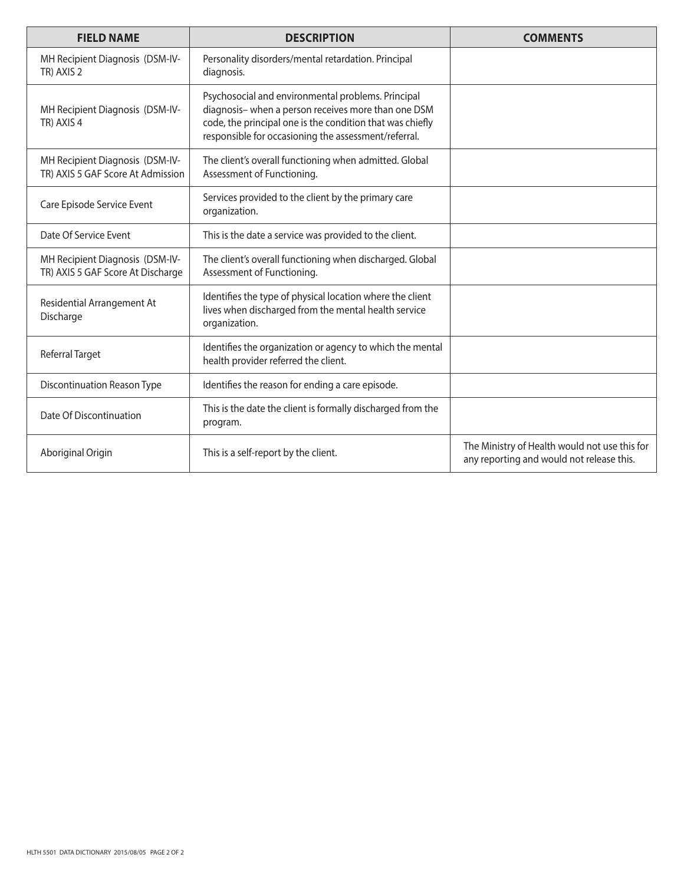| FIELD NAME | DESCRIPTION | COMMENTS |
| --- | --- | --- |
| MH Recipient Diagnosis (DSM-IV-TR) AXIS 2 | Personality disorders/mental retardation. Principal diagnosis. | |
| MH Recipient Diagnosis (DSM-IV-TR) AXIS 4 | Psychosocial and environmental problems. Principal diagnosis– when a person receives more than one DSM code, the principal one is the condition that was chiefly responsible for occasioning the assessment/referral. | |
| MH Recipient Diagnosis (DSM-IV-TR) AXIS 5 GAF Score At Admission | The client's overall functioning when admitted. Global Assessment of Functioning. | |
| Care Episode Service Event | Services provided to the client by the primary care organization. | |
| Date Of Service Event | This is the date a service was provided to the client. | |
| MH Recipient Diagnosis (DSM-IV-TR) AXIS 5 GAF Score At Discharge | The client's overall functioning when discharged. Global Assessment of Functioning. | |
| Residential Arrangement At Discharge | Identifies the type of physical location where the client lives when discharged from the mental health service organization. | |
| Referral Target | Identifies the organization or agency to which the mental health provider referred the client. | |
| Discontinuation Reason Type | Identifies the reason for ending a care episode. | |
| Date Of Discontinuation | This is the date the client is formally discharged from the program. | |
| Aboriginal Origin | This is a self-report by the client. | The Ministry of Health would not use this for any reporting and would not release this. |

HLTH 5501 DATA DICTIONARY 2015/08/05